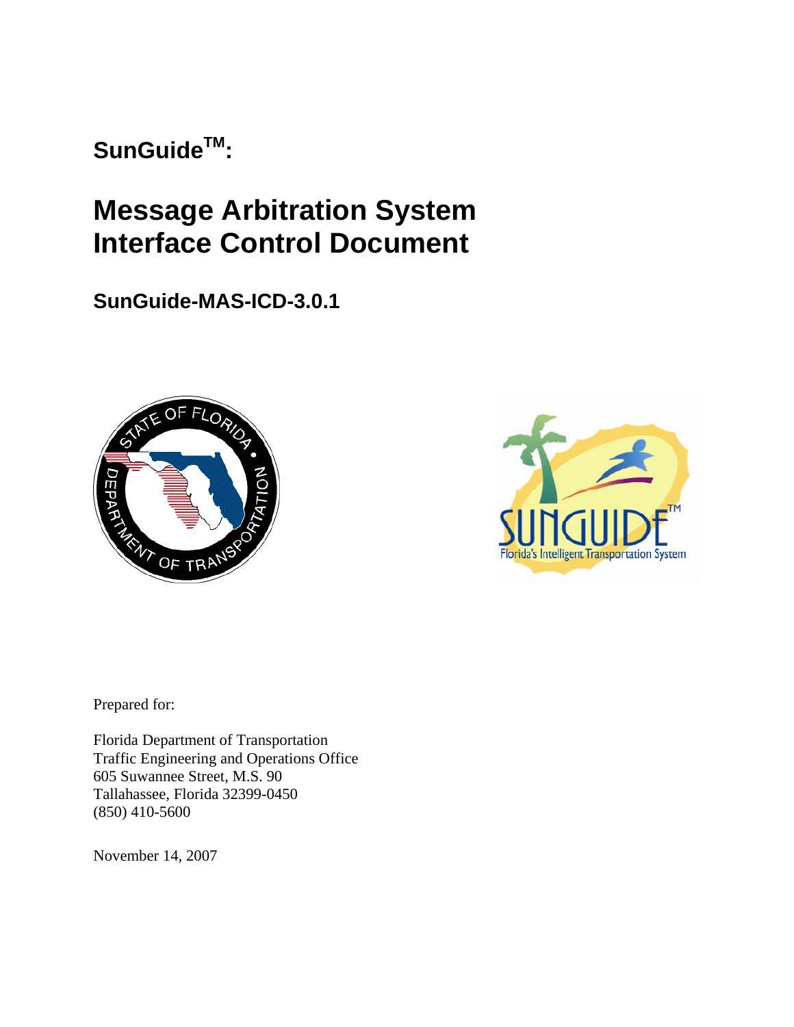# SunGuide[TM]:

# Message Arbitration System Interface Control Document

## SunGuide-MAS-ICD-3.0.1

Prepared for:

Florida Department of Transportation
Traffic Engineering and Operations Office
605 Suwannee Street, M.S. 90
Tallahassee, Florida 32399-0450
(850) 410-5600

November 14, 2007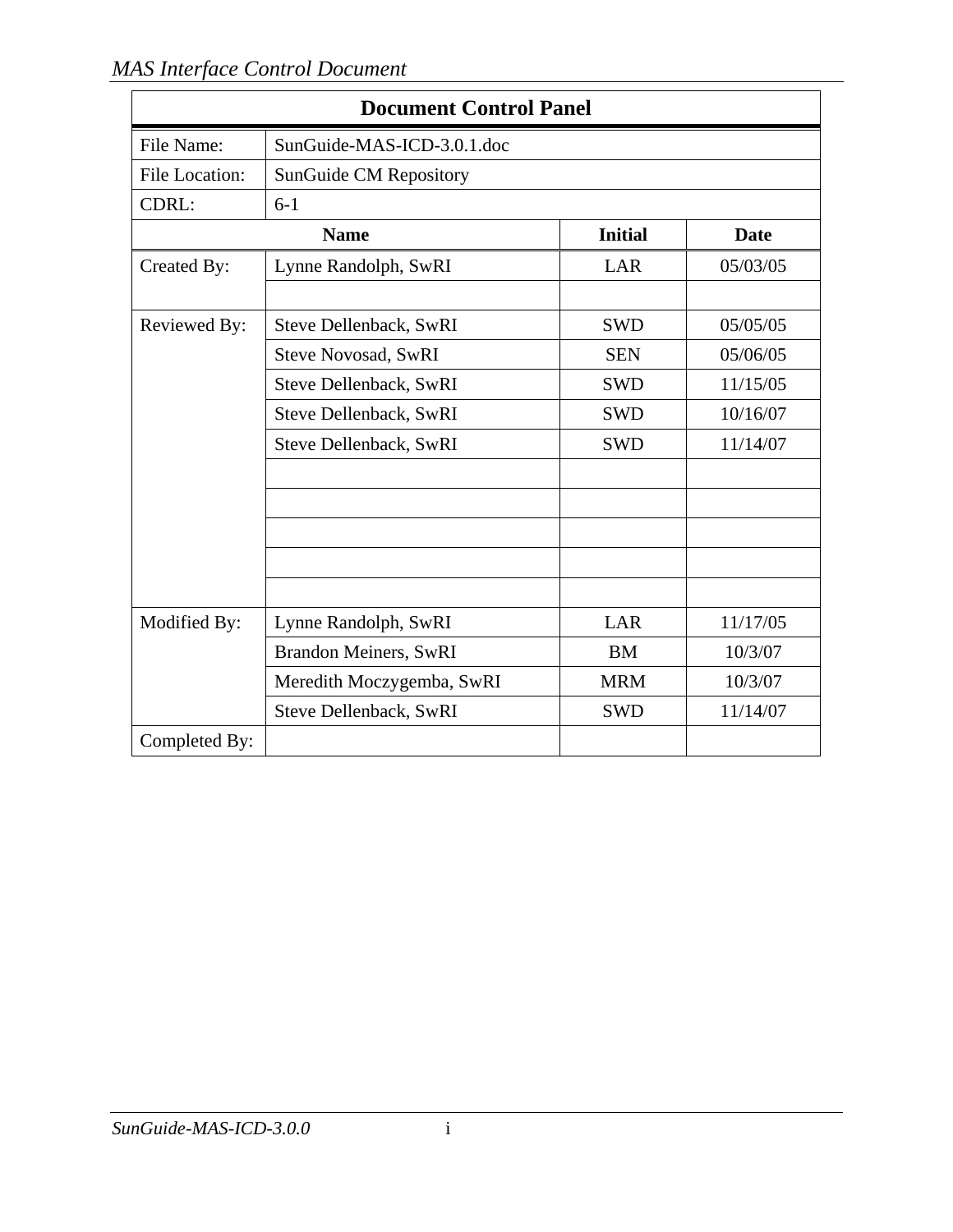| Document Control Panel | | | |
|---|---|---|---|
| File Name: | SunGuide-MAS-ICD-3.0.1.doc | | |
| File Location: | SunGuide CM Repository | | |
| CDRL: | 6-1 | | |
| | **Name** | **Initial** | **Date** |
| Created By: | Lynne Randolph, SwRI | LAR | 05/03/05 |
| | | | |
| Reviewed By: | Steve Dellenback, SwRI | SWD | 05/05/05 |
| | Steve Novosad, SwRI | SEN | 05/06/05 |
| | Steve Dellenback, SwRI | SWD | 11/15/05 |
| | Steve Dellenback, SwRI | SWD | 10/16/07 |
| | Steve Dellenback, SwRI | SWD | 11/14/07 |
| | | | |
| | | | |
| | | | |
| | | | |
| | | | |
| Modified By: | Lynne Randolph, SwRI | LAR | 11/17/05 |
| | Brandon Meiners, SwRI | BM | 10/3/07 |
| | Meredith Moczygemba, SwRI | MRM | 10/3/07 |
| | Steve Dellenback, SwRI | SWD | 11/14/07 |
| Completed By: | | | |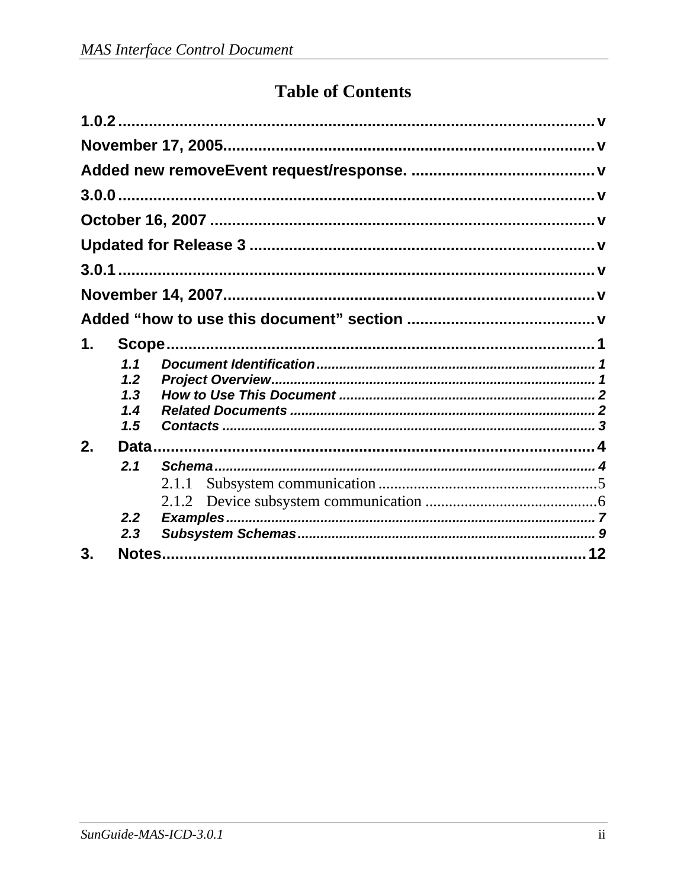# Table of Contents

1.0.2 .......... v

November 17, 2005 .......... v

Added new removeEvent request/response. .......... v

3.0.0 .......... v

October 16, 2007 .......... v

Updated for Release 3 .......... v

3.0.1 .......... v

November 14, 2007 .......... v

Added “how to use this document” section .......... v

1. Scope .......... 1
   - 1.1 Document Identification .......... 1
   - 1.2 Project Overview .......... 1
   - 1.3 How to Use This Document .......... 2
   - 1.4 Related Documents .......... 2
   - 1.5 Contacts .......... 3
2. Data .......... 4
   - 2.1 Schema .......... 4
     - 2.1.1 Subsystem communication .......... 5
     - 2.1.2 Device subsystem communication .......... 6
   - 2.2 Examples .......... 7
   - 2.3 Subsystem Schemas .......... 9
3. Notes .......... 12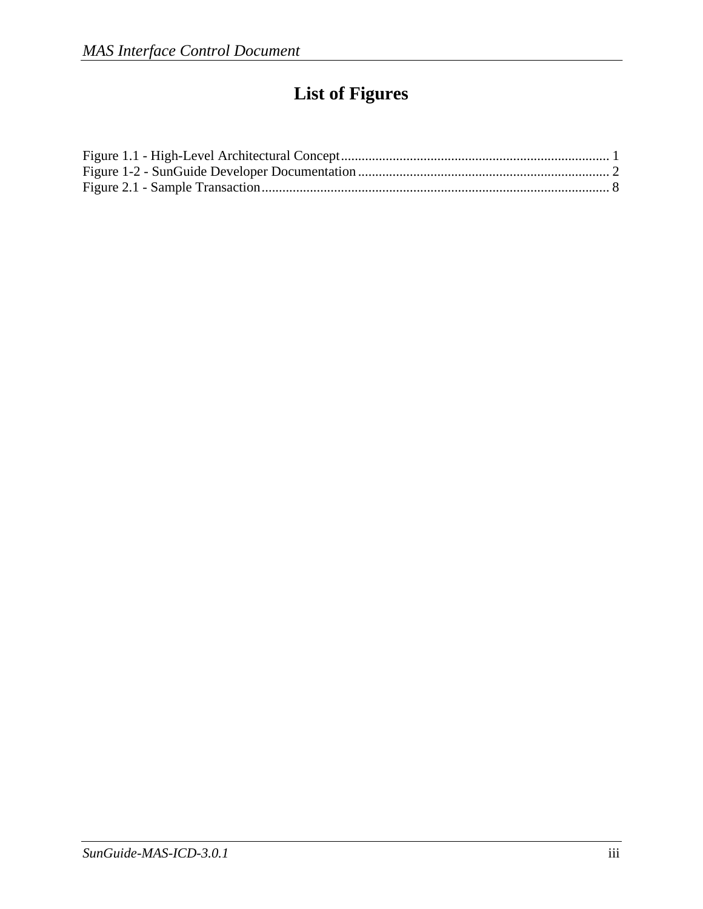# List of Figures

Figure 1.1 - High-Level Architectural Concept .......... 1
Figure 1-2 - SunGuide Developer Documentation .......... 2
Figure 2.1 - Sample Transaction .......... 8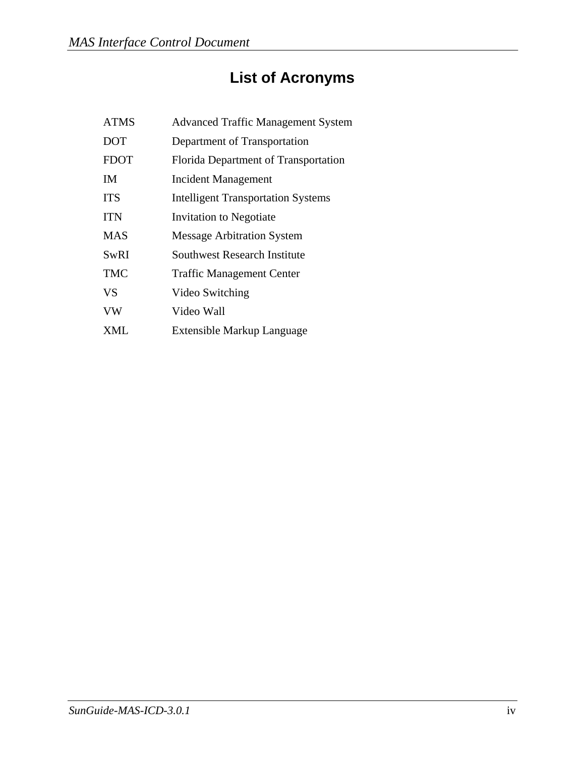# List of Acronyms

| | |
|---|---|
| ATMS | Advanced Traffic Management System |
| DOT | Department of Transportation |
| FDOT | Florida Department of Transportation |
| IM | Incident Management |
| ITS | Intelligent Transportation Systems |
| ITN | Invitation to Negotiate |
| MAS | Message Arbitration System |
| SwRI | Southwest Research Institute |
| TMC | Traffic Management Center |
| VS | Video Switching |
| VW | Video Wall |
| XML | Extensible Markup Language |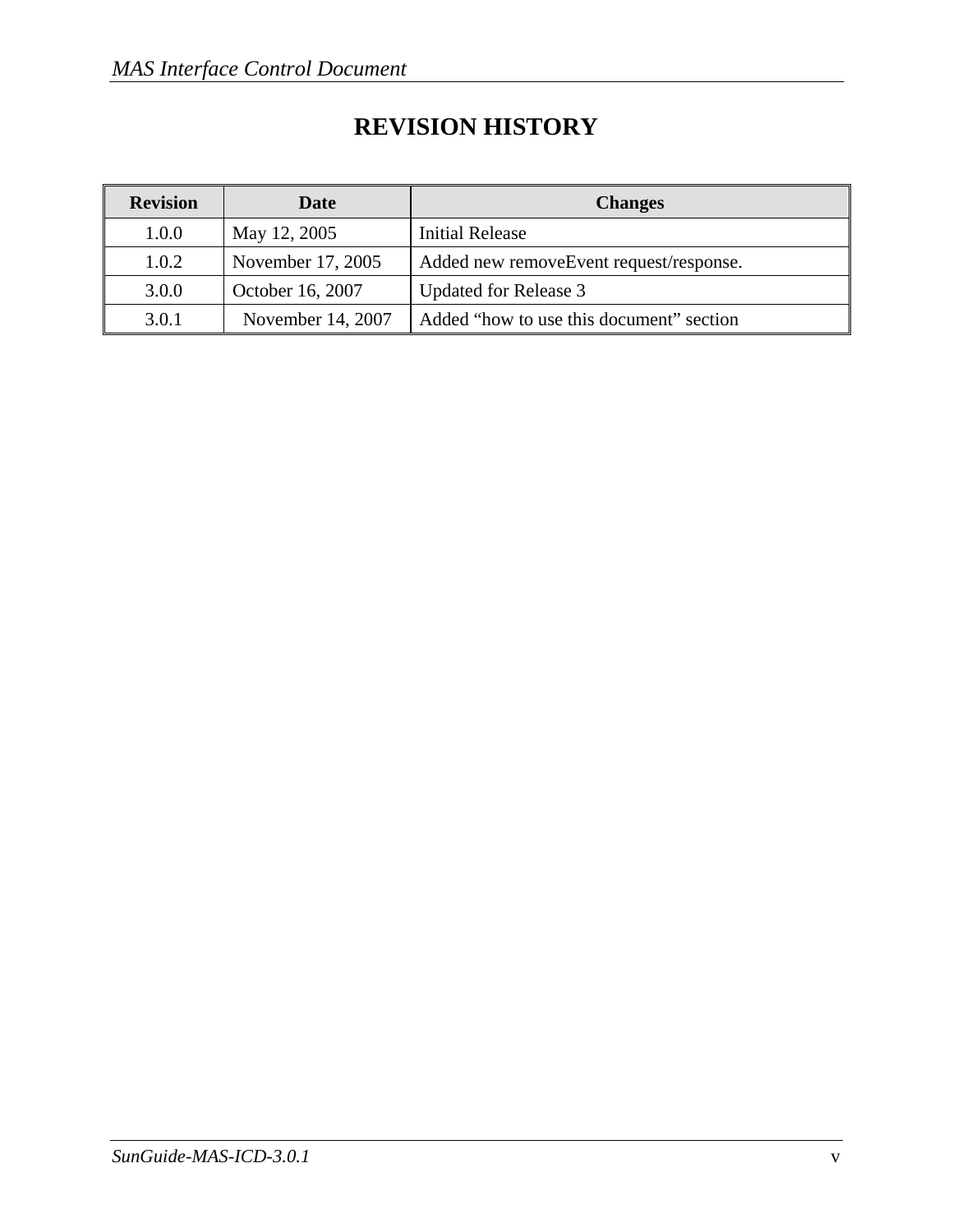# REVISION HISTORY

| Revision | Date | Changes |
| --- | --- | --- |
| 1.0.0 | May 12, 2005 | Initial Release |
| 1.0.2 | November 17, 2005 | Added new removeEvent request/response. |
| 3.0.0 | October 16, 2007 | Updated for Release 3 |
| 3.0.1 | November 14, 2007 | Added "how to use this document" section |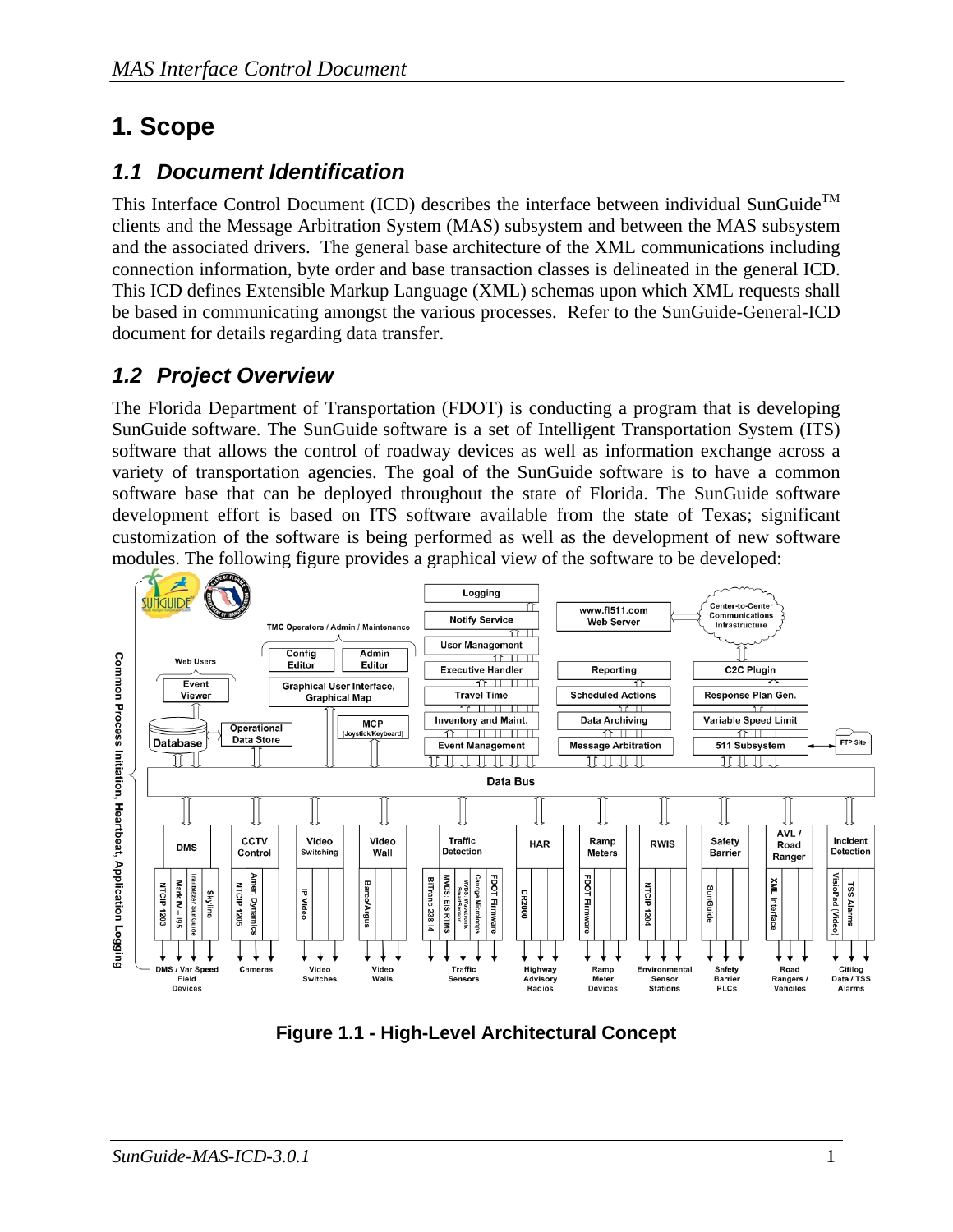# 1. Scope

## 1.1 Document Identification

This Interface Control Document (ICD) describes the interface between individual SunGuide™ clients and the Message Arbitration System (MAS) subsystem and between the MAS subsystem and the associated drivers. The general base architecture of the XML communications including connection information, byte order and base transaction classes is delineated in the general ICD. This ICD defines Extensible Markup Language (XML) schemas upon which XML requests shall be based in communicating amongst the various processes. Refer to the SunGuide-General-ICD document for details regarding data transfer.

## 1.2 Project Overview

The Florida Department of Transportation (FDOT) is conducting a program that is developing SunGuide software. The SunGuide software is a set of Intelligent Transportation System (ITS) software that allows the control of roadway devices as well as information exchange across a variety of transportation agencies. The goal of the SunGuide software is to have a common software base that can be deployed throughout the state of Florida. The SunGuide software development effort is based on ITS software available from the state of Texas; significant customization of the software is being performed as well as the development of new software modules. The following figure provides a graphical view of the software to be developed:

**Figure 1.1 - High-Level Architectural Concept**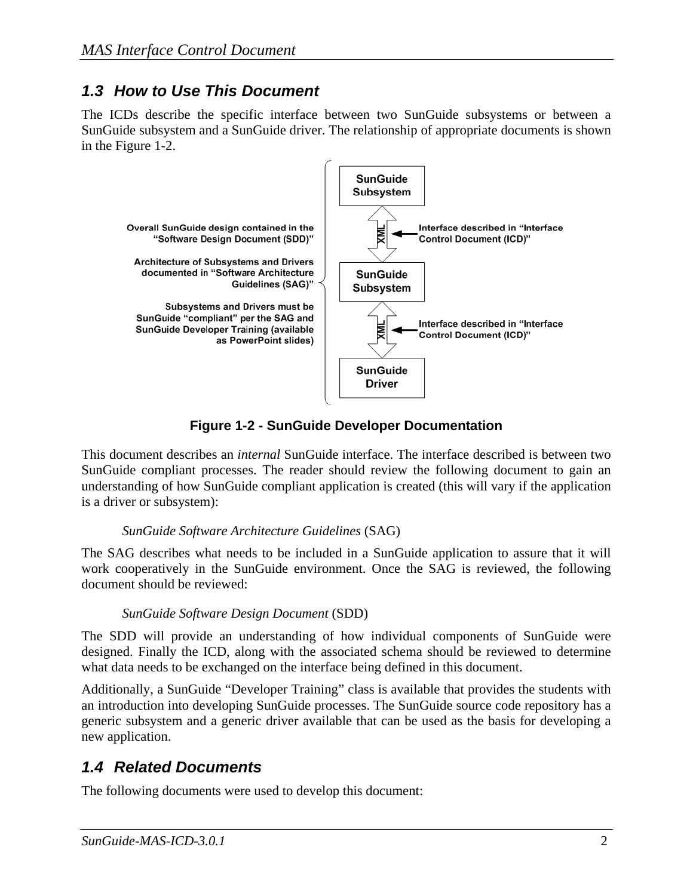## 1.3 How to Use This Document

The ICDs describe the specific interface between two SunGuide subsystems or between a SunGuide subsystem and a SunGuide driver. The relationship of appropriate documents is shown in the Figure 1-2.

Overall SunGuide design contained in the "Software Design Document (SDD)"

Architecture of Subsystems and Drivers documented in "Software Architecture Guidelines (SAG)"

Subsystems and Drivers must be SunGuide "compliant" per the SAG and SunGuide Developer Training (available as PowerPoint slides)

SunGuide Subsystem

XML — Interface described in "Interface Control Document (ICD)"

SunGuide Subsystem

XML — Interface described in "Interface Control Document (ICD)"

SunGuide Driver

**Figure 1-2 - SunGuide Developer Documentation**

This document describes an *internal* SunGuide interface. The interface described is between two SunGuide compliant processes. The reader should review the following document to gain an understanding of how SunGuide compliant application is created (this will vary if the application is a driver or subsystem):

*SunGuide Software Architecture Guidelines* (SAG)

The SAG describes what needs to be included in a SunGuide application to assure that it will work cooperatively in the SunGuide environment. Once the SAG is reviewed, the following document should be reviewed:

*SunGuide Software Design Document* (SDD)

The SDD will provide an understanding of how individual components of SunGuide were designed. Finally the ICD, along with the associated schema should be reviewed to determine what data needs to be exchanged on the interface being defined in this document.

Additionally, a SunGuide "Developer Training" class is available that provides the students with an introduction into developing SunGuide processes. The SunGuide source code repository has a generic subsystem and a generic driver available that can be used as the basis for developing a new application.

## 1.4 Related Documents

The following documents were used to develop this document: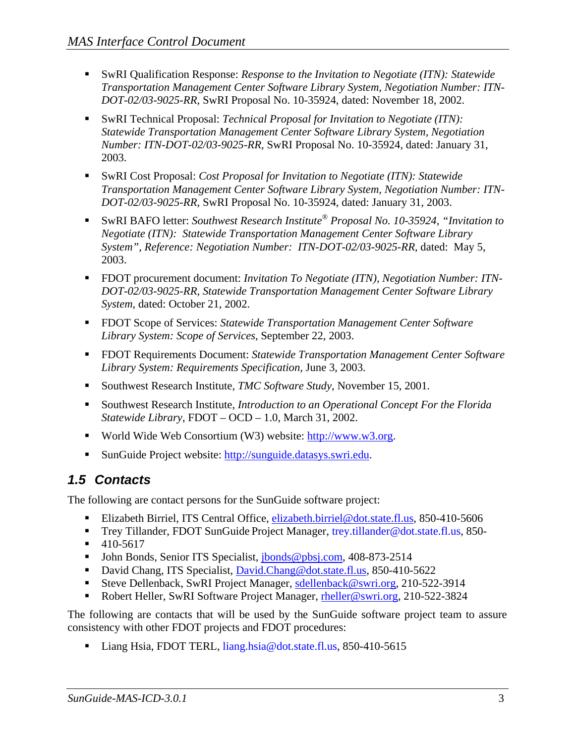- SwRI Qualification Response: *Response to the Invitation to Negotiate (ITN): Statewide Transportation Management Center Software Library System, Negotiation Number: ITN-DOT-02/03-9025-RR*, SwRI Proposal No. 10-35924, dated: November 18, 2002.

- SwRI Technical Proposal: *Technical Proposal for Invitation to Negotiate (ITN): Statewide Transportation Management Center Software Library System, Negotiation Number: ITN-DOT-02/03-9025-RR*, SwRI Proposal No. 10-35924, dated: January 31, 2003.

- SwRI Cost Proposal: *Cost Proposal for Invitation to Negotiate (ITN): Statewide Transportation Management Center Software Library System, Negotiation Number: ITN-DOT-02/03-9025-RR*, SwRI Proposal No. 10-35924, dated: January 31, 2003.

- SwRI BAFO letter: *Southwest Research Institute® Proposal No. 10-35924, "Invitation to Negotiate (ITN): Statewide Transportation Management Center Software Library System", Reference: Negotiation Number: ITN-DOT-02/03-9025-RR*, dated: May 5, 2003.

- FDOT procurement document: *Invitation To Negotiate (ITN), Negotiation Number: ITN-DOT-02/03-9025-RR, Statewide Transportation Management Center Software Library System*, dated: October 21, 2002.

- FDOT Scope of Services: *Statewide Transportation Management Center Software Library System: Scope of Services*, September 22, 2003.

- FDOT Requirements Document: *Statewide Transportation Management Center Software Library System: Requirements Specification*, June 3, 2003.

- Southwest Research Institute, *TMC Software Study*, November 15, 2001.

- Southwest Research Institute, *Introduction to an Operational Concept For the Florida Statewide Library*, FDOT – OCD – 1.0, March 31, 2002.

- World Wide Web Consortium (W3) website: http://www.w3.org.

- SunGuide Project website: http://sunguide.datasys.swri.edu.

## 1.5 Contacts

The following are contact persons for the SunGuide software project:

- Elizabeth Birriel, ITS Central Office, elizabeth.birriel@dot.state.fl.us, 850-410-5606
- Trey Tillander, FDOT SunGuide Project Manager, trey.tillander@dot.state.fl.us, 850-
- 410-5617
- John Bonds, Senior ITS Specialist, jbonds@pbsj.com, 408-873-2514
- David Chang, ITS Specialist, David.Chang@dot.state.fl.us, 850-410-5622
- Steve Dellenback, SwRI Project Manager, sdellenback@swri.org, 210-522-3914
- Robert Heller, SwRI Software Project Manager, rheller@swri.org, 210-522-3824

The following are contacts that will be used by the SunGuide software project team to assure consistency with other FDOT projects and FDOT procedures:

- Liang Hsia, FDOT TERL, liang.hsia@dot.state.fl.us, 850-410-5615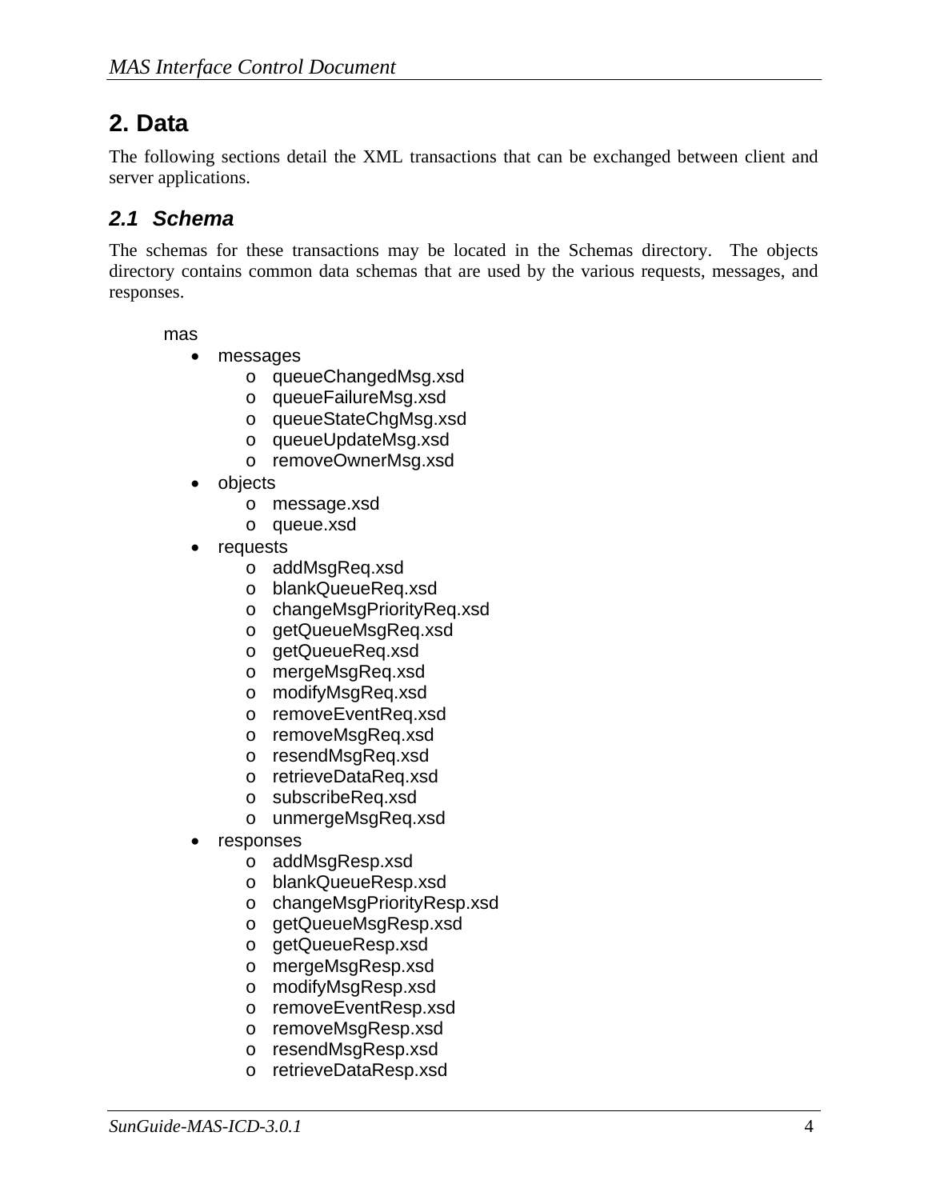# 2. Data

The following sections detail the XML transactions that can be exchanged between client and server applications.

## 2.1 Schema

The schemas for these transactions may be located in the Schemas directory. The objects directory contains common data schemas that are used by the various requests, messages, and responses.

mas

- messages
  - queueChangedMsg.xsd
  - queueFailureMsg.xsd
  - queueStateChgMsg.xsd
  - queueUpdateMsg.xsd
  - removeOwnerMsg.xsd
- objects
  - message.xsd
  - queue.xsd
- requests
  - addMsgReq.xsd
  - blankQueueReq.xsd
  - changeMsgPriorityReq.xsd
  - getQueueMsgReq.xsd
  - getQueueReq.xsd
  - mergeMsgReq.xsd
  - modifyMsgReq.xsd
  - removeEventReq.xsd
  - removeMsgReq.xsd
  - resendMsgReq.xsd
  - retrieveDataReq.xsd
  - subscribeReq.xsd
  - unmergeMsgReq.xsd
- responses
  - addMsgResp.xsd
  - blankQueueResp.xsd
  - changeMsgPriorityResp.xsd
  - getQueueMsgResp.xsd
  - getQueueResp.xsd
  - mergeMsgResp.xsd
  - modifyMsgResp.xsd
  - removeEventResp.xsd
  - removeMsgResp.xsd
  - resendMsgResp.xsd
  - retrieveDataResp.xsd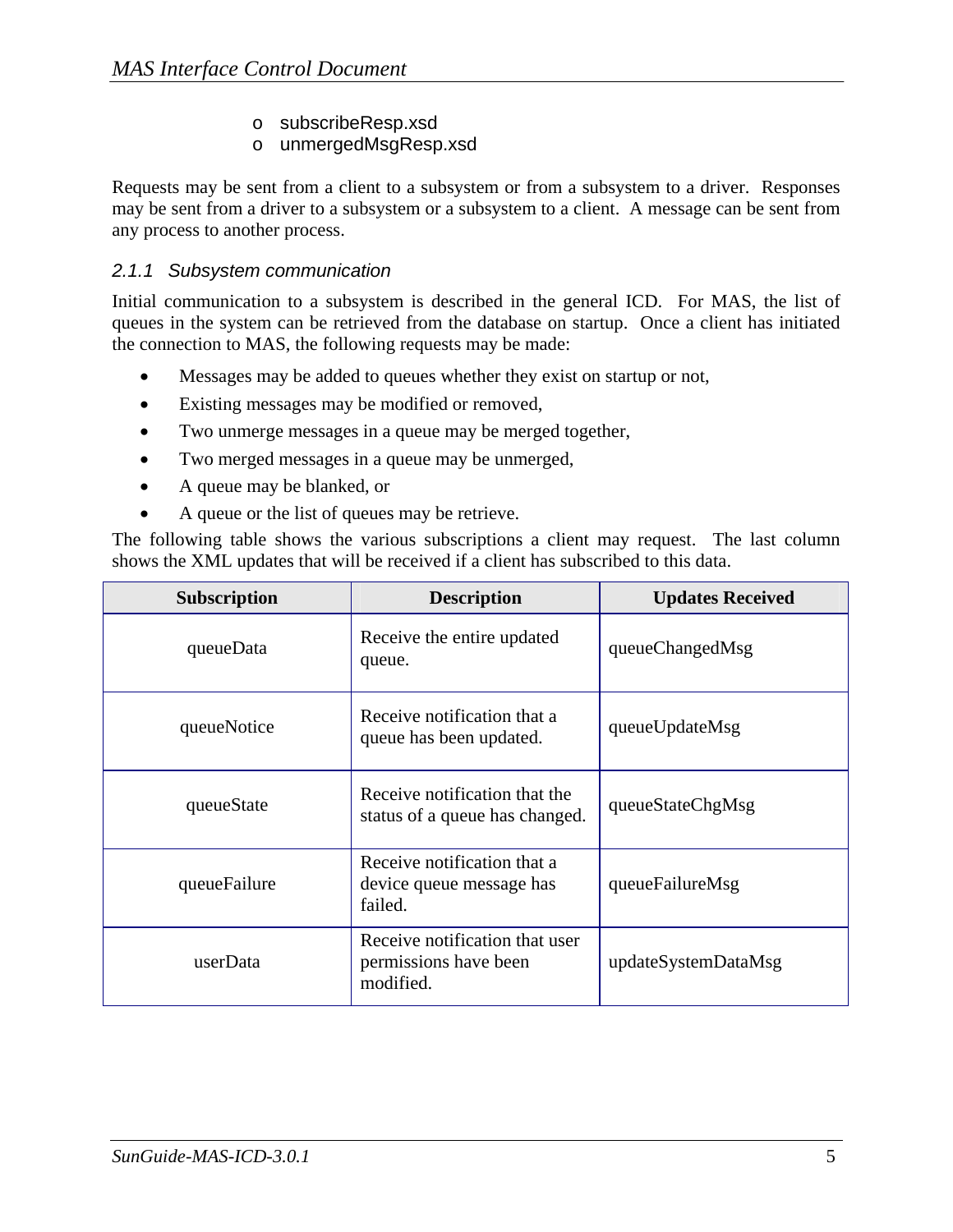- subscribeResp.xsd
- unmergedMsgResp.xsd

Requests may be sent from a client to a subsystem or from a subsystem to a driver. Responses may be sent from a driver to a subsystem or a subsystem to a client. A message can be sent from any process to another process.

### 2.1.1 Subsystem communication

Initial communication to a subsystem is described in the general ICD. For MAS, the list of queues in the system can be retrieved from the database on startup. Once a client has initiated the connection to MAS, the following requests may be made:

- Messages may be added to queues whether they exist on startup or not,
- Existing messages may be modified or removed,
- Two unmerge messages in a queue may be merged together,
- Two merged messages in a queue may be unmerged,
- A queue may be blanked, or
- A queue or the list of queues may be retrieve.

The following table shows the various subscriptions a client may request. The last column shows the XML updates that will be received if a client has subscribed to this data.

| Subscription | Description | Updates Received |
|---|---|---|
| queueData | Receive the entire updated queue. | queueChangedMsg |
| queueNotice | Receive notification that a queue has been updated. | queueUpdateMsg |
| queueState | Receive notification that the status of a queue has changed. | queueStateChgMsg |
| queueFailure | Receive notification that a device queue message has failed. | queueFailureMsg |
| userData | Receive notification that user permissions have been modified. | updateSystemDataMsg |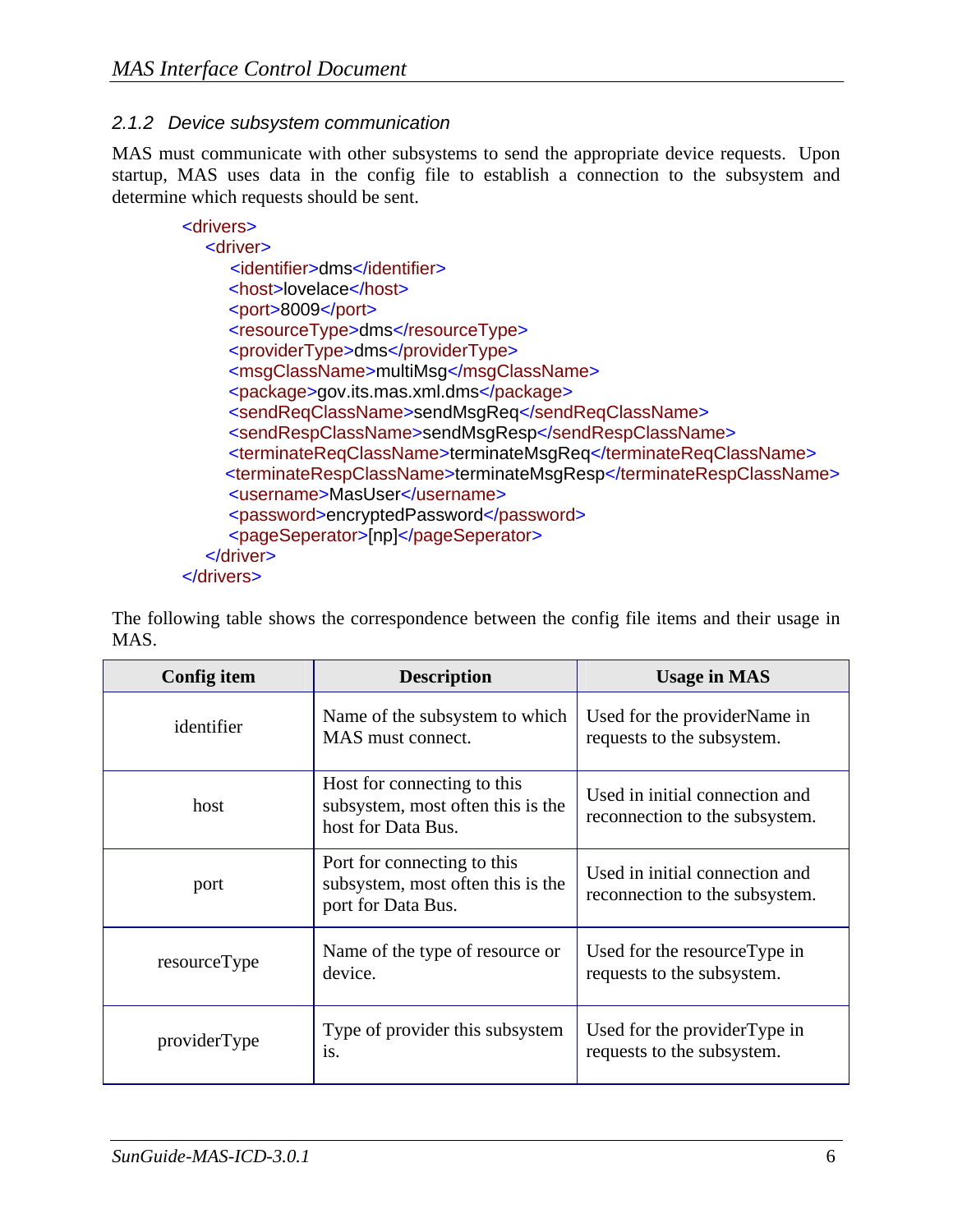### 2.1.2 Device subsystem communication

MAS must communicate with other subsystems to send the appropriate device requests. Upon startup, MAS uses data in the config file to establish a connection to the subsystem and determine which requests should be sent.

```xml
<drivers>
   <driver>
      <identifier>dms</identifier>
      <host>lovelace</host>
      <port>8009</port>
      <resourceType>dms</resourceType>
      <providerType>dms</providerType>
      <msgClassName>multiMsg</msgClassName>
      <package>gov.its.mas.xml.dms</package>
      <sendReqClassName>sendMsgReq</sendReqClassName>
      <sendRespClassName>sendMsgResp</sendRespClassName>
      <terminateReqClassName>terminateMsgReq</terminateReqClassName>
      <terminateRespClassName>terminateMsgResp</terminateRespClassName>
      <username>MasUser</username>
      <password>encryptedPassword</password>
      <pageSeperator>[np]</pageSeperator>
   </driver>
</drivers>
```

The following table shows the correspondence between the config file items and their usage in MAS.

| Config item | Description | Usage in MAS |
|---|---|---|
| identifier | Name of the subsystem to which MAS must connect. | Used for the providerName in requests to the subsystem. |
| host | Host for connecting to this subsystem, most often this is the host for Data Bus. | Used in initial connection and reconnection to the subsystem. |
| port | Port for connecting to this subsystem, most often this is the port for Data Bus. | Used in initial connection and reconnection to the subsystem. |
| resourceType | Name of the type of resource or device. | Used for the resourceType in requests to the subsystem. |
| providerType | Type of provider this subsystem is. | Used for the providerType in requests to the subsystem. |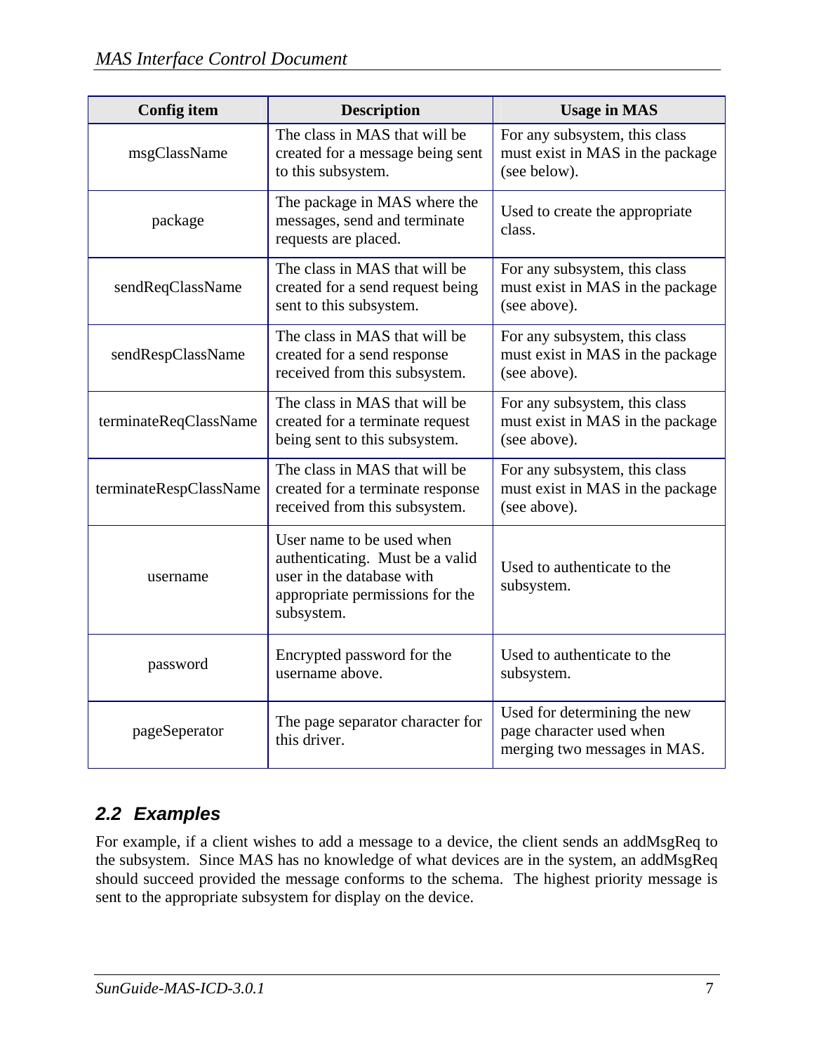| Config item | Description | Usage in MAS |
|---|---|---|
| msgClassName | The class in MAS that will be created for a message being sent to this subsystem. | For any subsystem, this class must exist in MAS in the package (see below). |
| package | The package in MAS where the messages, send and terminate requests are placed. | Used to create the appropriate class. |
| sendReqClassName | The class in MAS that will be created for a send request being sent to this subsystem. | For any subsystem, this class must exist in MAS in the package (see above). |
| sendRespClassName | The class in MAS that will be created for a send response received from this subsystem. | For any subsystem, this class must exist in MAS in the package (see above). |
| terminateReqClassName | The class in MAS that will be created for a terminate request being sent to this subsystem. | For any subsystem, this class must exist in MAS in the package (see above). |
| terminateRespClassName | The class in MAS that will be created for a terminate response received from this subsystem. | For any subsystem, this class must exist in MAS in the package (see above). |
| username | User name to be used when authenticating. Must be a valid user in the database with appropriate permissions for the subsystem. | Used to authenticate to the subsystem. |
| password | Encrypted password for the username above. | Used to authenticate to the subsystem. |
| pageSeperator | The page separator character for this driver. | Used for determining the new page character used when merging two messages in MAS. |

## 2.2 Examples

For example, if a client wishes to add a message to a device, the client sends an addMsgReq to the subsystem. Since MAS has no knowledge of what devices are in the system, an addMsgReq should succeed provided the message conforms to the schema. The highest priority message is sent to the appropriate subsystem for display on the device.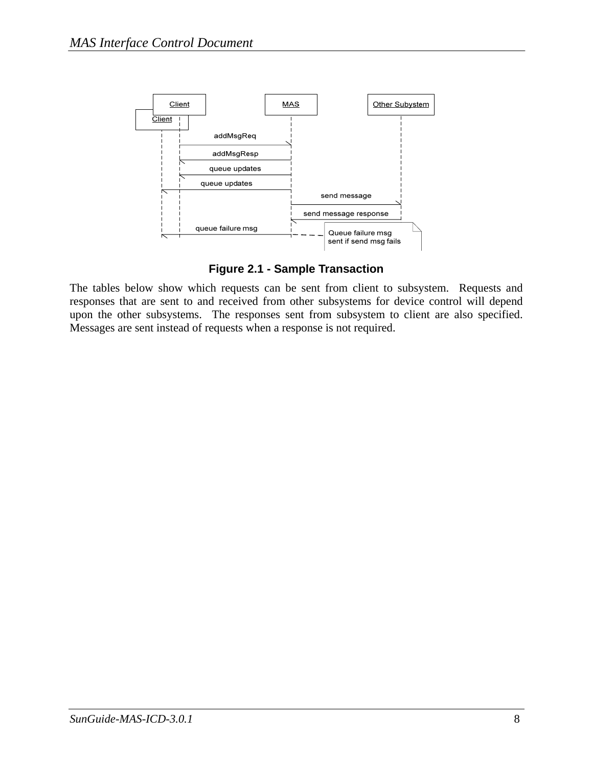**Figure 2.1 - Sample Transaction**

The tables below show which requests can be sent from client to subsystem. Requests and responses that are sent to and received from other subsystems for device control will depend upon the other subsystems. The responses sent from subsystem to client are also specified. Messages are sent instead of requests when a response is not required.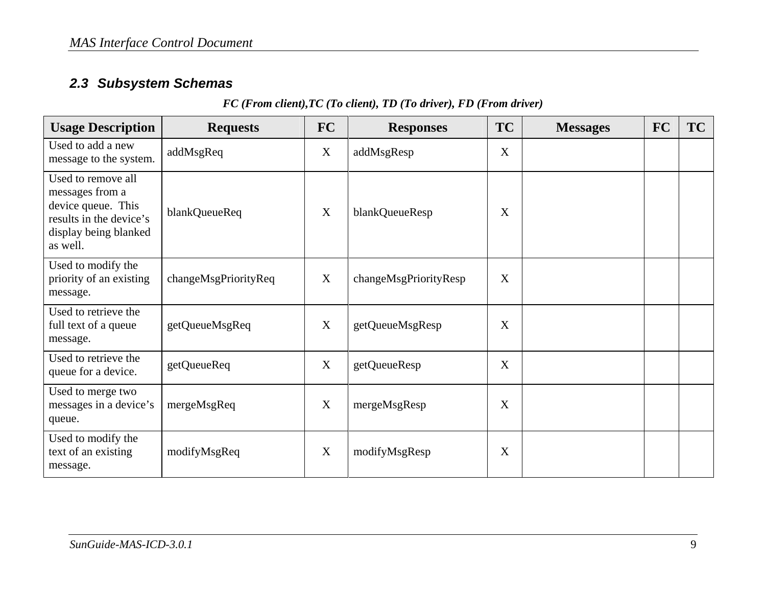## 2.3 Subsystem Schemas

***FC (From client),TC (To client), TD (To driver), FD (From driver)***

| Usage Description | Requests | FC | Responses | TC | Messages | FC | TC |
|---|---|---|---|---|---|---|---|
| Used to add a new message to the system. | addMsgReq | X | addMsgResp | X | | | |
| Used to remove all messages from a device queue. This results in the device's display being blanked as well. | blankQueueReq | X | blankQueueResp | X | | | |
| Used to modify the priority of an existing message. | changeMsgPriorityReq | X | changeMsgPriorityResp | X | | | |
| Used to retrieve the full text of a queue message. | getQueueMsgReq | X | getQueueMsgResp | X | | | |
| Used to retrieve the queue for a device. | getQueueReq | X | getQueueResp | X | | | |
| Used to merge two messages in a device's queue. | mergeMsgReq | X | mergeMsgResp | X | | | |
| Used to modify the text of an existing message. | modifyMsgReq | X | modifyMsgResp | X | | | |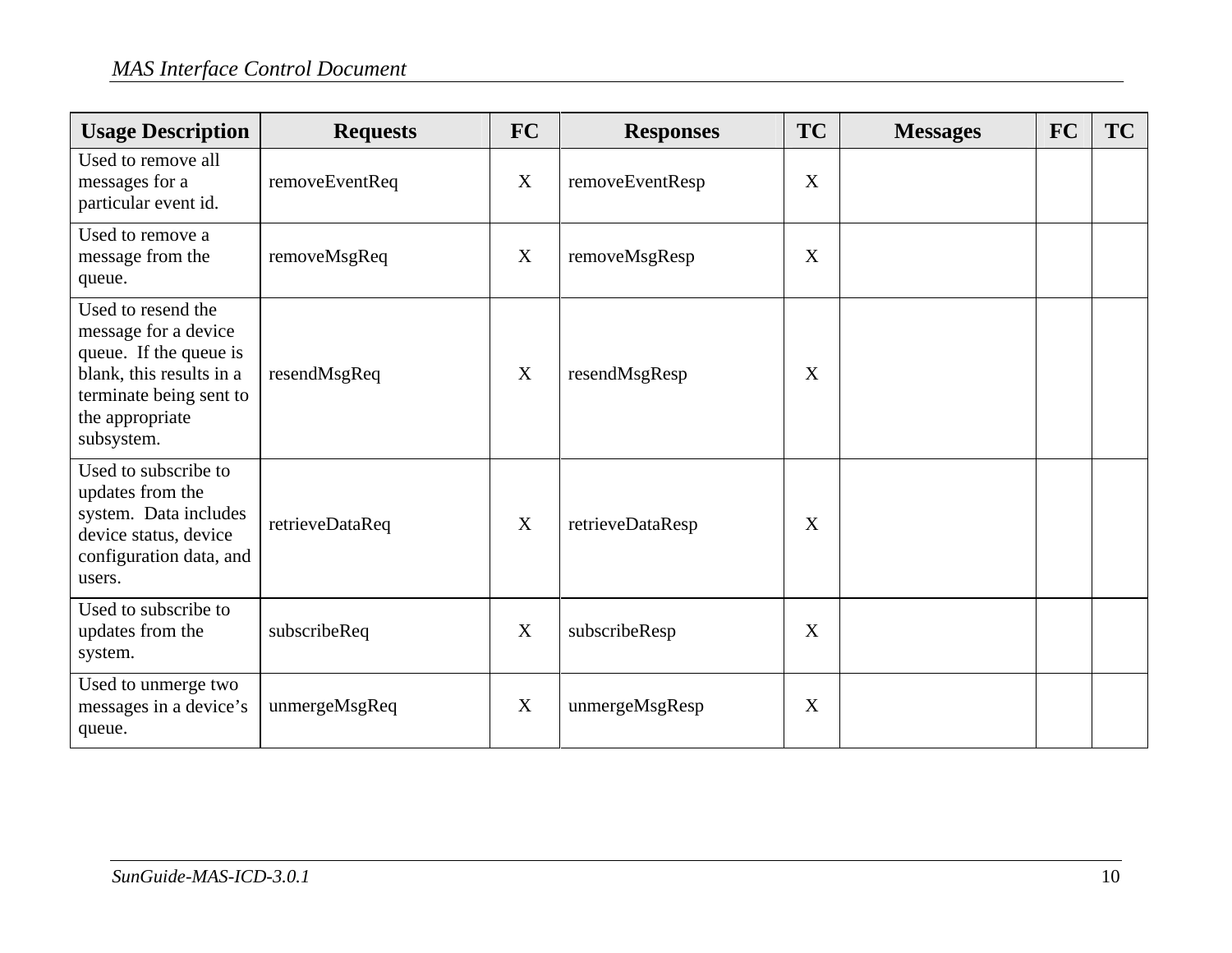| Usage Description | Requests | FC | Responses | TC | Messages | FC | TC |
|---|---|---|---|---|---|---|---|
| Used to remove all messages for a particular event id. | removeEventReq | X | removeEventResp | X | | | |
| Used to remove a message from the queue. | removeMsgReq | X | removeMsgResp | X | | | |
| Used to resend the message for a device queue. If the queue is blank, this results in a terminate being sent to the appropriate subsystem. | resendMsgReq | X | resendMsgResp | X | | | |
| Used to subscribe to updates from the system. Data includes device status, device configuration data, and users. | retrieveDataReq | X | retrieveDataResp | X | | | |
| Used to subscribe to updates from the system. | subscribeReq | X | subscribeResp | X | | | |
| Used to unmerge two messages in a device's queue. | unmergeMsgReq | X | unmergeMsgResp | X | | | |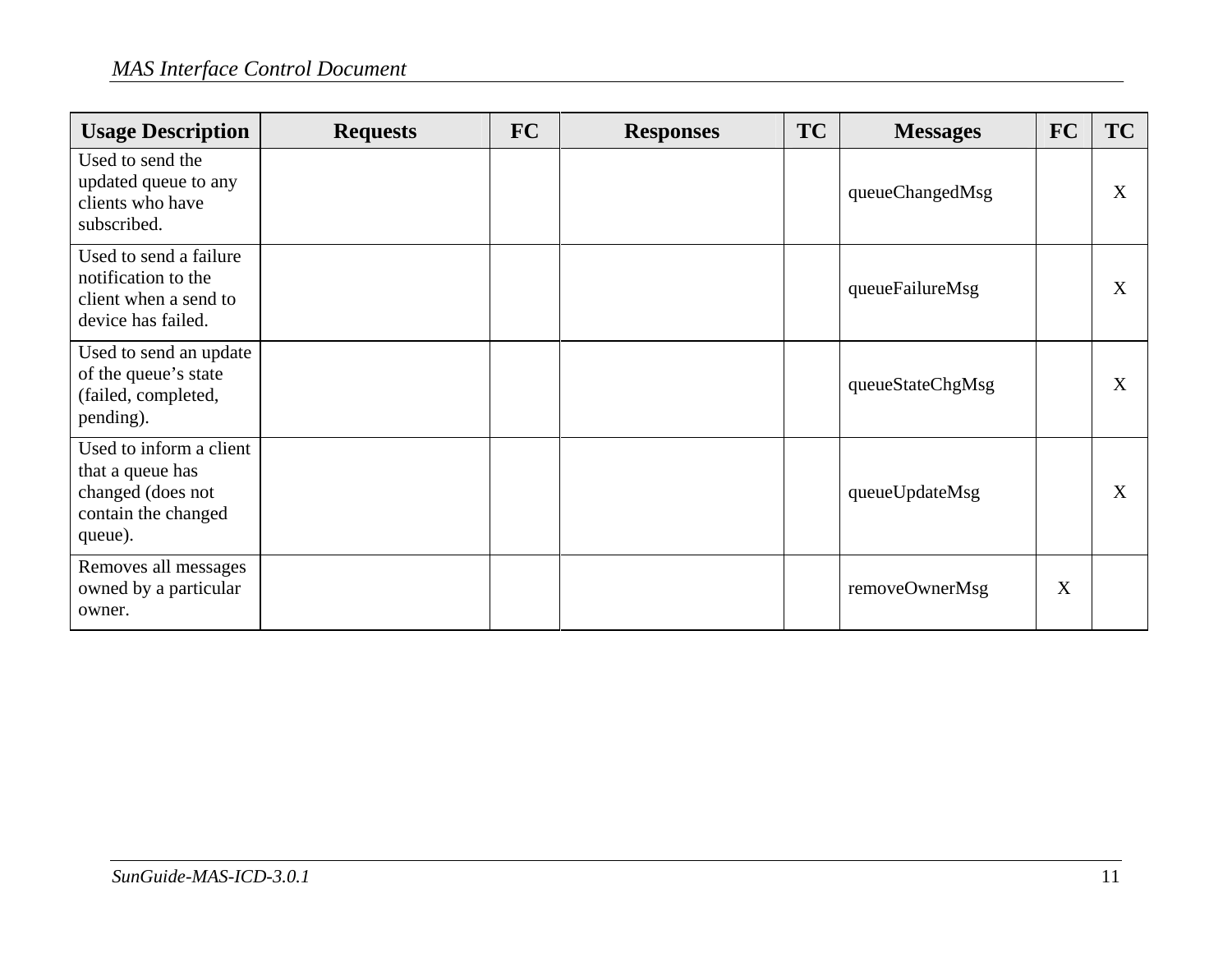| Usage Description | Requests | FC | Responses | TC | Messages | FC | TC |
|---|---|---|---|---|---|---|---|
| Used to send the updated queue to any clients who have subscribed. | | | | | queueChangedMsg | | X |
| Used to send a failure notification to the client when a send to device has failed. | | | | | queueFailureMsg | | X |
| Used to send an update of the queue's state (failed, completed, pending). | | | | | queueStateChgMsg | | X |
| Used to inform a client that a queue has changed (does not contain the changed queue). | | | | | queueUpdateMsg | | X |
| Removes all messages owned by a particular owner. | | | | | removeOwnerMsg | X | |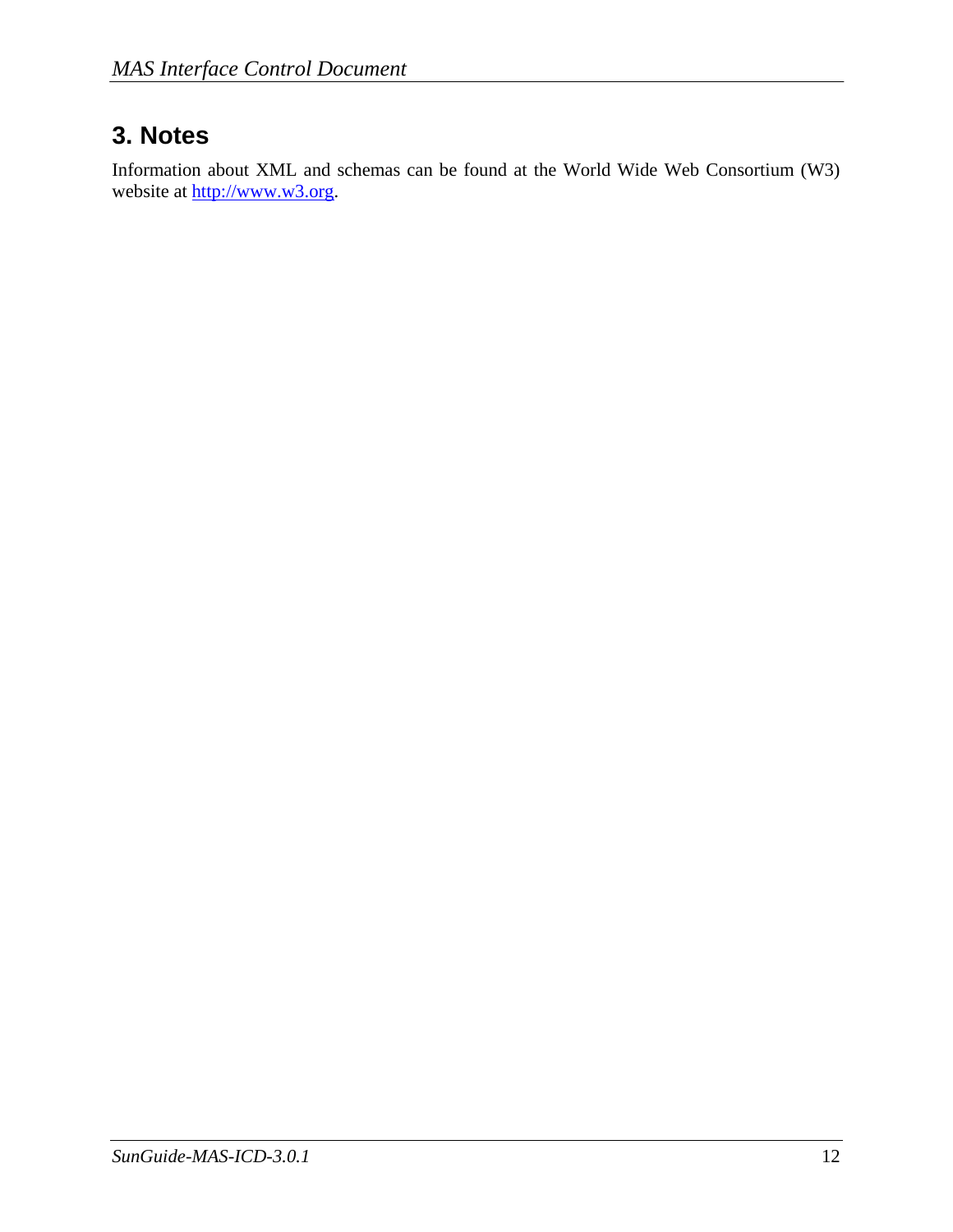# 3. Notes

Information about XML and schemas can be found at the World Wide Web Consortium (W3) website at [http://www.w3.org](http://www.w3.org).